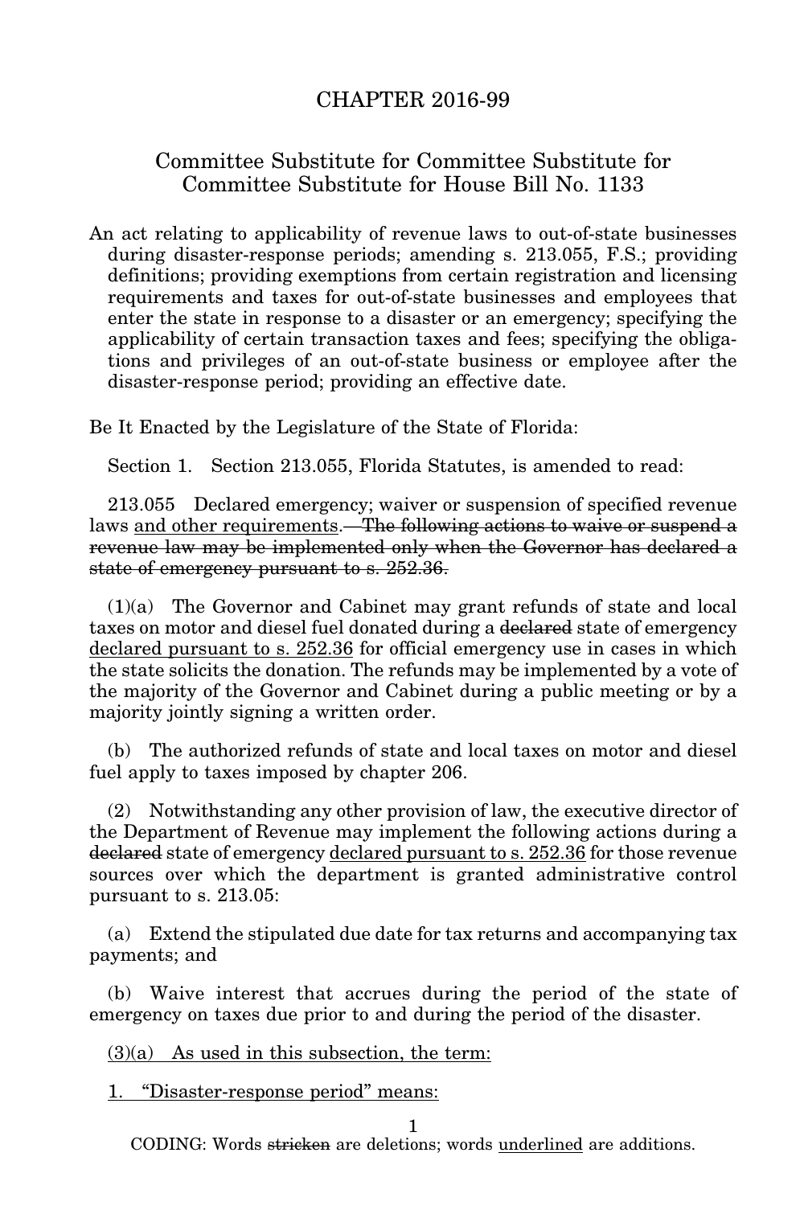# CHAPTER 2016-99

## Committee Substitute for Committee Substitute for Committee Substitute for House Bill No. 1133

An act relating to applicability of revenue laws to out-of-state businesses during disaster-response periods; amending s. 213.055, F.S.; providing definitions; providing exemptions from certain registration and licensing requirements and taxes for out-of-state businesses and employees that enter the state in response to a disaster or an emergency; specifying the applicability of certain transaction taxes and fees; specifying the obligations and privileges of an out-of-state business or employee after the disaster-response period; providing an effective date.

Be It Enacted by the Legislature of the State of Florida:

Section 1. Section 213.055, Florida Statutes, is amended to read:

213.055 Declared emergency; waiver or suspension of specified revenue laws <u>and other requirements</u>.—~~The following actions to waive or suspend a revenue law may be implemented only when the Governor has declared a state of emergency pursuant to s. 252.36.~~

(1)(a) The Governor and Cabinet may grant refunds of state and local taxes on motor and diesel fuel donated during a ~~declared~~ state of emergency <u>declared pursuant to s. 252.36</u> for official emergency use in cases in which the state solicits the donation. The refunds may be implemented by a vote of the majority of the Governor and Cabinet during a public meeting or by a majority jointly signing a written order.

(b) The authorized refunds of state and local taxes on motor and diesel fuel apply to taxes imposed by chapter 206.

(2) Notwithstanding any other provision of law, the executive director of the Department of Revenue may implement the following actions during a ~~declared~~ state of emergency <u>declared pursuant to s. 252.36</u> for those revenue sources over which the department is granted administrative control pursuant to s. 213.05:

(a) Extend the stipulated due date for tax returns and accompanying tax payments; and

(b) Waive interest that accrues during the period of the state of emergency on taxes due prior to and during the period of the disaster.

<u>(3)(a) As used in this subsection, the term:</u>

<u>1. "Disaster-response period" means:</u>

CODING: Words ~~stricken~~ are deletions; words <u>underlined</u> are additions.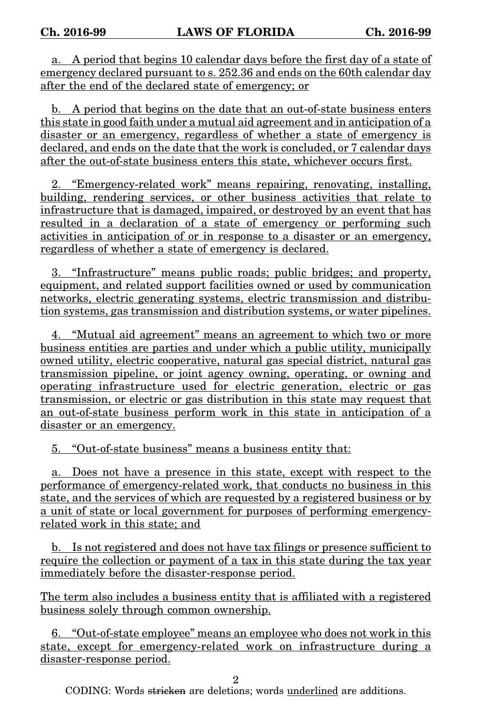a. A period that begins 10 calendar days before the first day of a state of emergency declared pursuant to s. 252.36 and ends on the 60th calendar day after the end of the declared state of emergency; or

b. A period that begins on the date that an out-of-state business enters this state in good faith under a mutual aid agreement and in anticipation of a disaster or an emergency, regardless of whether a state of emergency is declared, and ends on the date that the work is concluded, or 7 calendar days after the out-of-state business enters this state, whichever occurs first.

2. "Emergency-related work" means repairing, renovating, installing, building, rendering services, or other business activities that relate to infrastructure that is damaged, impaired, or destroyed by an event that has resulted in a declaration of a state of emergency or performing such activities in anticipation of or in response to a disaster or an emergency, regardless of whether a state of emergency is declared.

3. "Infrastructure" means public roads; public bridges; and property, equipment, and related support facilities owned or used by communication networks, electric generating systems, electric transmission and distribution systems, gas transmission and distribution systems, or water pipelines.

4. "Mutual aid agreement" means an agreement to which two or more business entities are parties and under which a public utility, municipally owned utility, electric cooperative, natural gas special district, natural gas transmission pipeline, or joint agency owning, operating, or owning and operating infrastructure used for electric generation, electric or gas transmission, or electric or gas distribution in this state may request that an out-of-state business perform work in this state in anticipation of a disaster or an emergency.

5. "Out-of-state business" means a business entity that:

a. Does not have a presence in this state, except with respect to the performance of emergency-related work, that conducts no business in this state, and the services of which are requested by a registered business or by a unit of state or local government for purposes of performing emergency-related work in this state; and

b. Is not registered and does not have tax filings or presence sufficient to require the collection or payment of a tax in this state during the tax year immediately before the disaster-response period.

The term also includes a business entity that is affiliated with a registered business solely through common ownership.

6. "Out-of-state employee" means an employee who does not work in this state, except for emergency-related work on infrastructure during a disaster-response period.

CODING: Words stricken are deletions; words underlined are additions.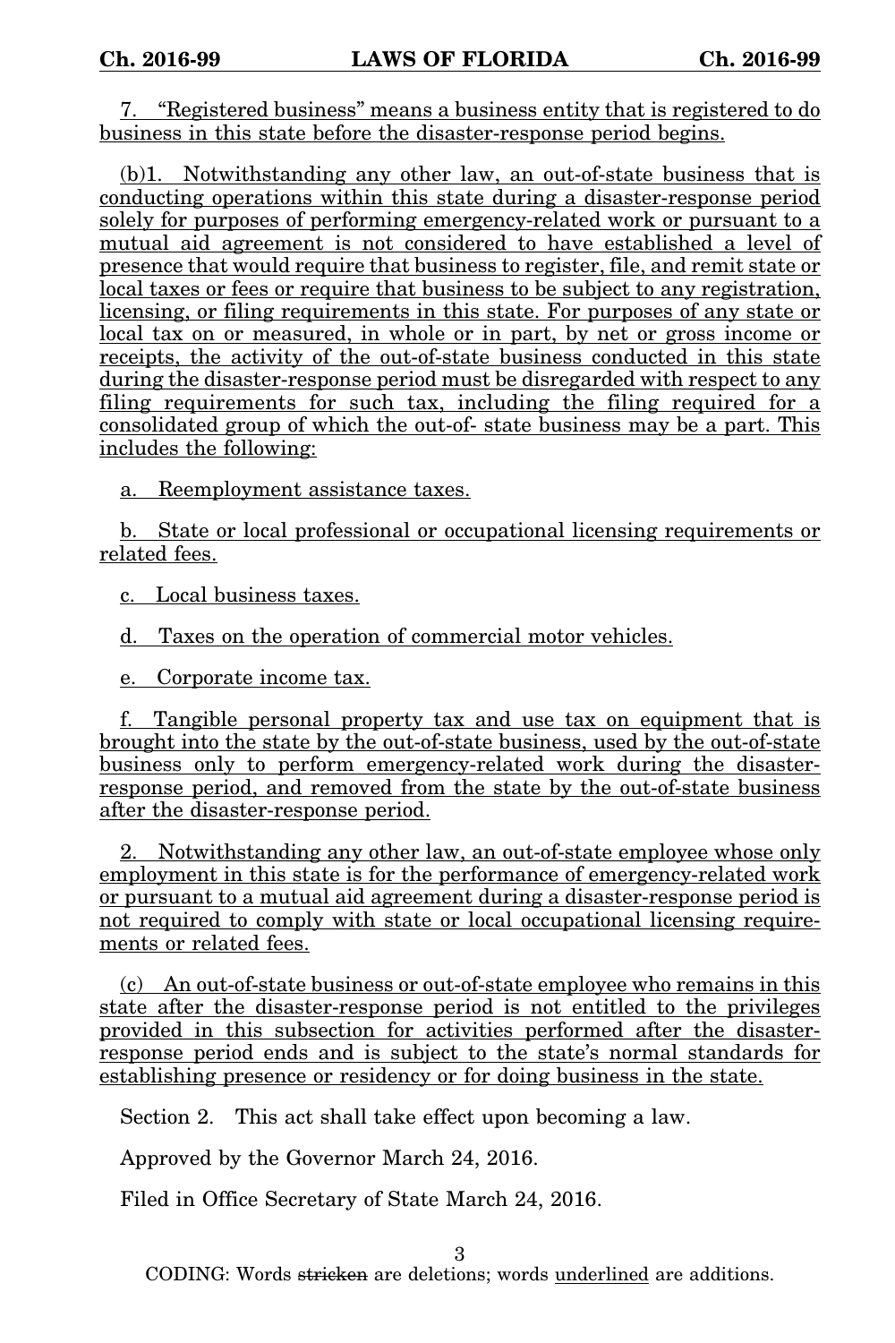7. "Registered business" means a business entity that is registered to do business in this state before the disaster-response period begins.

(b)1. Notwithstanding any other law, an out-of-state business that is conducting operations within this state during a disaster-response period solely for purposes of performing emergency-related work or pursuant to a mutual aid agreement is not considered to have established a level of presence that would require that business to register, file, and remit state or local taxes or fees or require that business to be subject to any registration, licensing, or filing requirements in this state. For purposes of any state or local tax on or measured, in whole or in part, by net or gross income or receipts, the activity of the out-of-state business conducted in this state during the disaster-response period must be disregarded with respect to any filing requirements for such tax, including the filing required for a consolidated group of which the out-of- state business may be a part. This includes the following:

a. Reemployment assistance taxes.

b. State or local professional or occupational licensing requirements or related fees.

c. Local business taxes.

d. Taxes on the operation of commercial motor vehicles.

e. Corporate income tax.

f. Tangible personal property tax and use tax on equipment that is brought into the state by the out-of-state business, used by the out-of-state business only to perform emergency-related work during the disaster-response period, and removed from the state by the out-of-state business after the disaster-response period.

2. Notwithstanding any other law, an out-of-state employee whose only employment in this state is for the performance of emergency-related work or pursuant to a mutual aid agreement during a disaster-response period is not required to comply with state or local occupational licensing requirements or related fees.

(c) An out-of-state business or out-of-state employee who remains in this state after the disaster-response period is not entitled to the privileges provided in this subsection for activities performed after the disaster-response period ends and is subject to the state's normal standards for establishing presence or residency or for doing business in the state.

Section 2. This act shall take effect upon becoming a law.

Approved by the Governor March 24, 2016.

Filed in Office Secretary of State March 24, 2016.